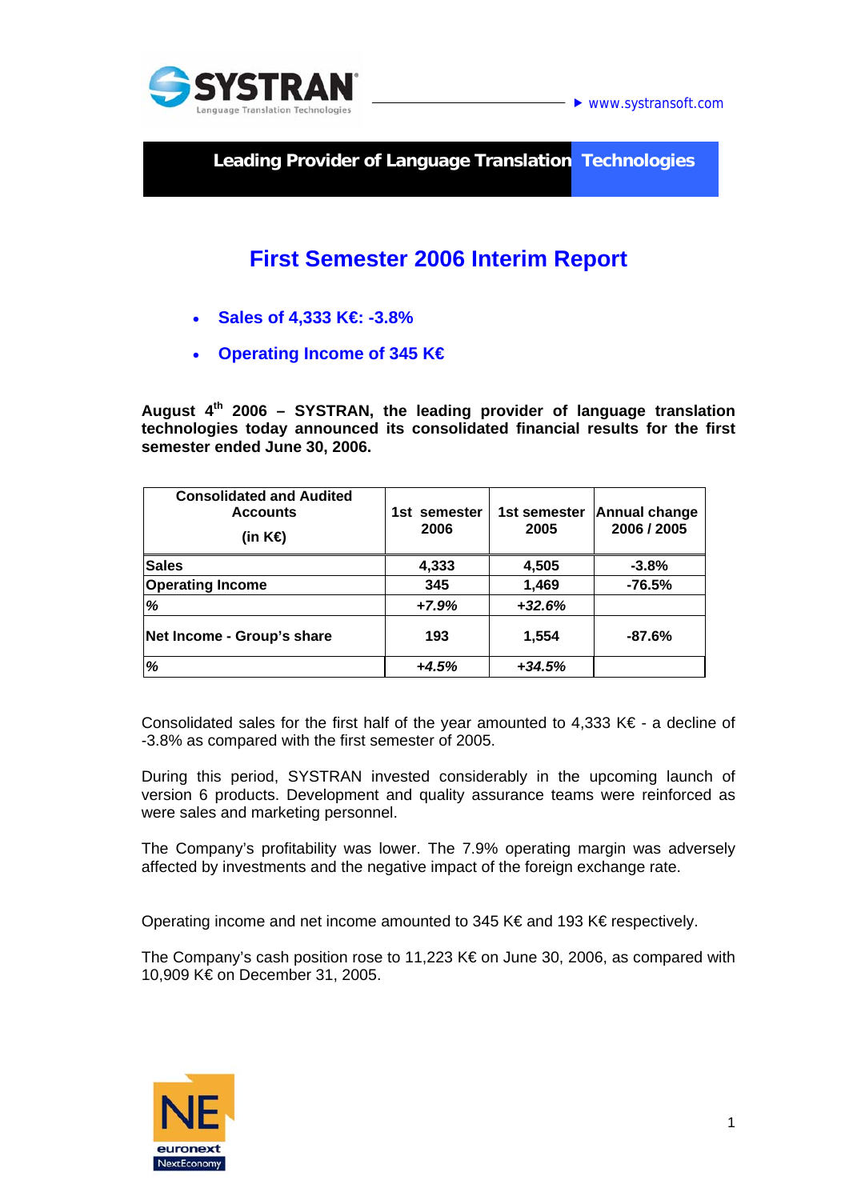SYSTRAN
Language Translation Technologies

www.systransoft.com

**Leading Provider of Language Translation Technologies**

# First Semester 2006 Interim Report

- **Sales of 4,333 K€: -3.8%**
- **Operating Income of 345 K€**

**August 4th 2006 – SYSTRAN, the leading provider of language translation technologies today announced its consolidated financial results for the first semester ended June 30, 2006.**

| Consolidated and Audited Accounts (in K€) | 1st semester 2006 | 1st semester 2005 | Annual change 2006 / 2005 |
|---|---|---|---|
| **Sales** | **4,333** | **4,505** | **-3.8%** |
| **Operating Income** | **345** | **1,469** | **-76.5%** |
| *%* | *+7.9%* | *+32.6%* | |
| **Net Income - Group's share** | **193** | **1,554** | **-87.6%** |
| *%* | *+4.5%* | *+34.5%* | |

Consolidated sales for the first half of the year amounted to 4,333 K€ - a decline of -3.8% as compared with the first semester of 2005.

During this period, SYSTRAN invested considerably in the upcoming launch of version 6 products. Development and quality assurance teams were reinforced as were sales and marketing personnel.

The Company's profitability was lower. The 7.9% operating margin was adversely affected by investments and the negative impact of the foreign exchange rate.

Operating income and net income amounted to 345 K€ and 193 K€ respectively.

The Company's cash position rose to 11,223 K€ on June 30, 2006, as compared with 10,909 K€ on December 31, 2005.

NE euronext NextEconomy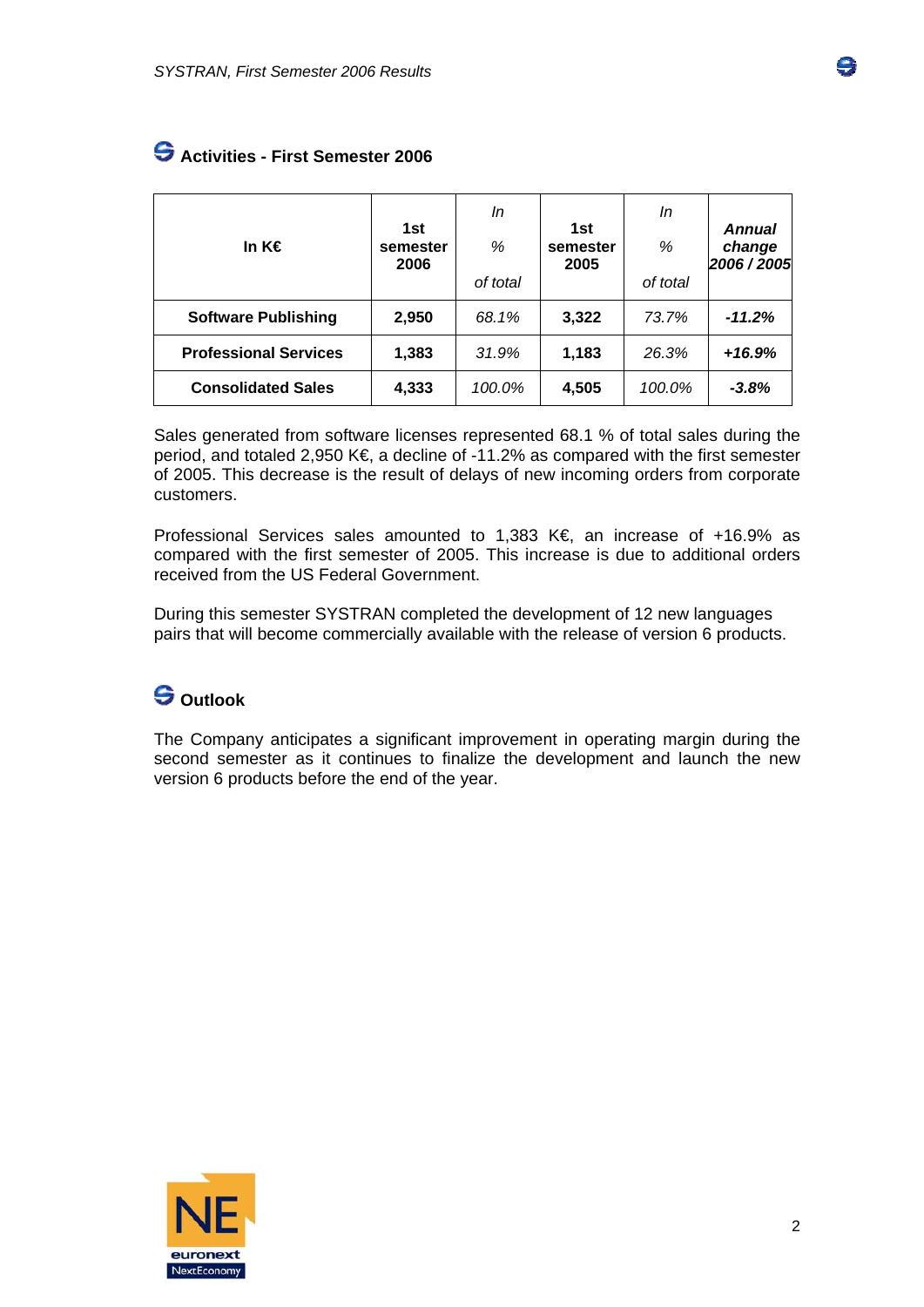## Activities - First Semester 2006

| In K€ | 1st semester 2006 | *In % of total* | 1st semester 2005 | *In % of total* | ***Annual change 2006 / 2005*** |
|---|---|---|---|---|---|
| **Software Publishing** | **2,950** | *68.1%* | **3,322** | *73.7%* | ***-11.2%*** |
| **Professional Services** | **1,383** | *31.9%* | **1,183** | *26.3%* | ***+16.9%*** |
| **Consolidated Sales** | **4,333** | *100.0%* | **4,505** | *100.0%* | ***-3.8%*** |

Sales generated from software licenses represented 68.1 % of total sales during the period, and totaled 2,950 K€, a decline of -11.2% as compared with the first semester of 2005. This decrease is the result of delays of new incoming orders from corporate customers.

Professional Services sales amounted to 1,383 K€, an increase of +16.9% as compared with the first semester of 2005. This increase is due to additional orders received from the US Federal Government.

During this semester SYSTRAN completed the development of 12 new languages pairs that will become commercially available with the release of version 6 products.

## Outlook

The Company anticipates a significant improvement in operating margin during the second semester as it continues to finalize the development and launch the new version 6 products before the end of the year.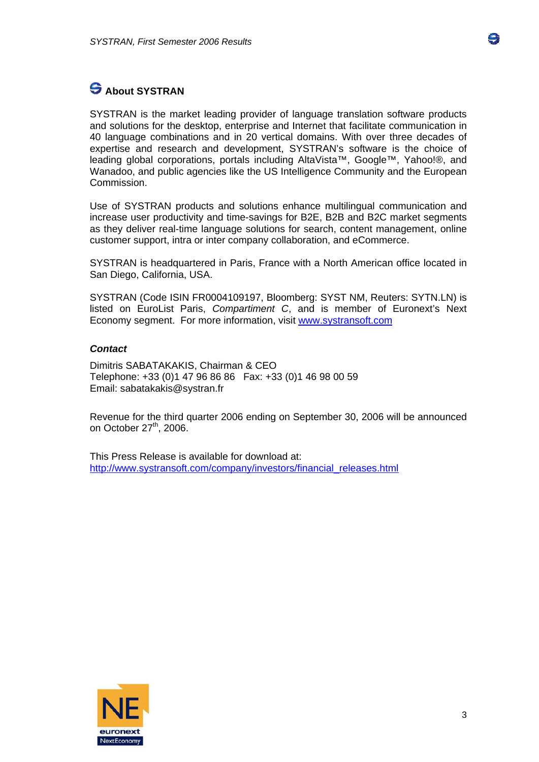## About SYSTRAN

SYSTRAN is the market leading provider of language translation software products and solutions for the desktop, enterprise and Internet that facilitate communication in 40 language combinations and in 20 vertical domains. With over three decades of expertise and research and development, SYSTRAN's software is the choice of leading global corporations, portals including AltaVista™, Google™, Yahoo!®, and Wanadoo, and public agencies like the US Intelligence Community and the European Commission.

Use of SYSTRAN products and solutions enhance multilingual communication and increase user productivity and time-savings for B2E, B2B and B2C market segments as they deliver real-time language solutions for search, content management, online customer support, intra or inter company collaboration, and eCommerce.

SYSTRAN is headquartered in Paris, France with a North American office located in San Diego, California, USA.

SYSTRAN (Code ISIN FR0004109197, Bloomberg: SYST NM, Reuters: SYTN.LN) is listed on EuroList Paris, *Compartiment C*, and is member of Euronext's Next Economy segment. For more information, visit [www.systransoft.com](http://www.systransoft.com)

***Contact***

Dimitris SABATAKAKIS, Chairman & CEO
Telephone: +33 (0)1 47 96 86 86 Fax: +33 (0)1 46 98 00 59
Email: sabatakakis@systran.fr

Revenue for the third quarter 2006 ending on September 30, 2006 will be announced on October 27th, 2006.

This Press Release is available for download at:
[http://www.systransoft.com/company/investors/financial_releases.html](http://www.systransoft.com/company/investors/financial_releases.html)

euronext NextEconomy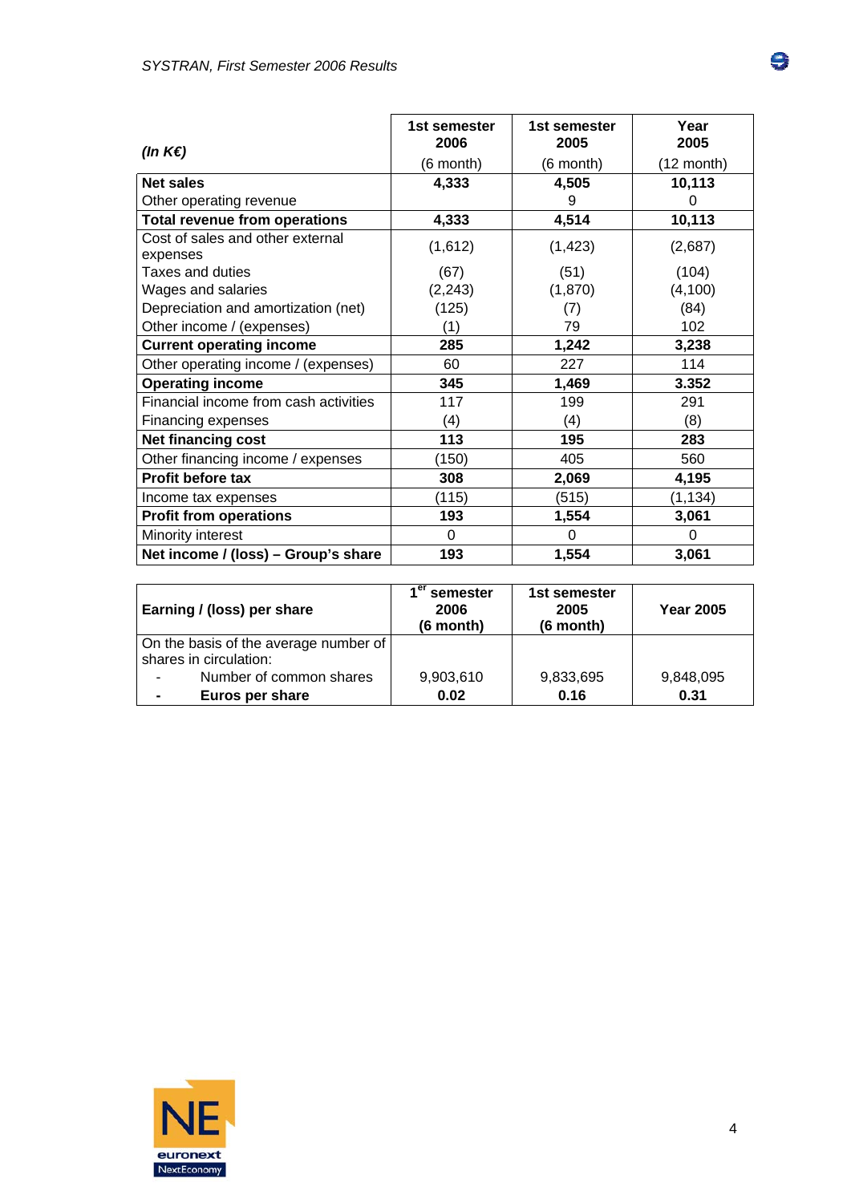| (In K€) | 1st semester 2006 (6 month) | 1st semester 2005 (6 month) | Year 2005 (12 month) |
|---|---|---|---|
| **Net sales** | **4,333** | **4,505** | **10,113** |
| Other operating revenue | | 9 | 0 |
| **Total revenue from operations** | **4,333** | **4,514** | **10,113** |
| Cost of sales and other external expenses | (1,612) | (1,423) | (2,687) |
| Taxes and duties | (67) | (51) | (104) |
| Wages and salaries | (2,243) | (1,870) | (4,100) |
| Depreciation and amortization (net) | (125) | (7) | (84) |
| Other income / (expenses) | (1) | 79 | 102 |
| **Current operating income** | **285** | **1,242** | **3,238** |
| Other operating income / (expenses) | 60 | 227 | 114 |
| **Operating income** | **345** | **1,469** | **3.352** |
| Financial income from cash activities | 117 | 199 | 291 |
| Financing expenses | (4) | (4) | (8) |
| **Net financing cost** | **113** | **195** | **283** |
| Other financing income / expenses | (150) | 405 | 560 |
| **Profit before tax** | **308** | **2,069** | **4,195** |
| Income tax expenses | (115) | (515) | (1,134) |
| **Profit from operations** | **193** | **1,554** | **3,061** |
| Minority interest | 0 | 0 | 0 |
| **Net income / (loss) – Group's share** | **193** | **1,554** | **3,061** |

| **Earning / (loss) per share** | **1er semester 2006 (6 month)** | **1st semester 2005 (6 month)** | **Year 2005** |
|---|---|---|---|
| On the basis of the average number of shares in circulation: | | | |
| - Number of common shares | 9,903,610 | 9,833,695 | 9,848,095 |
| - **Euros per share** | **0.02** | **0.16** | **0.31** |